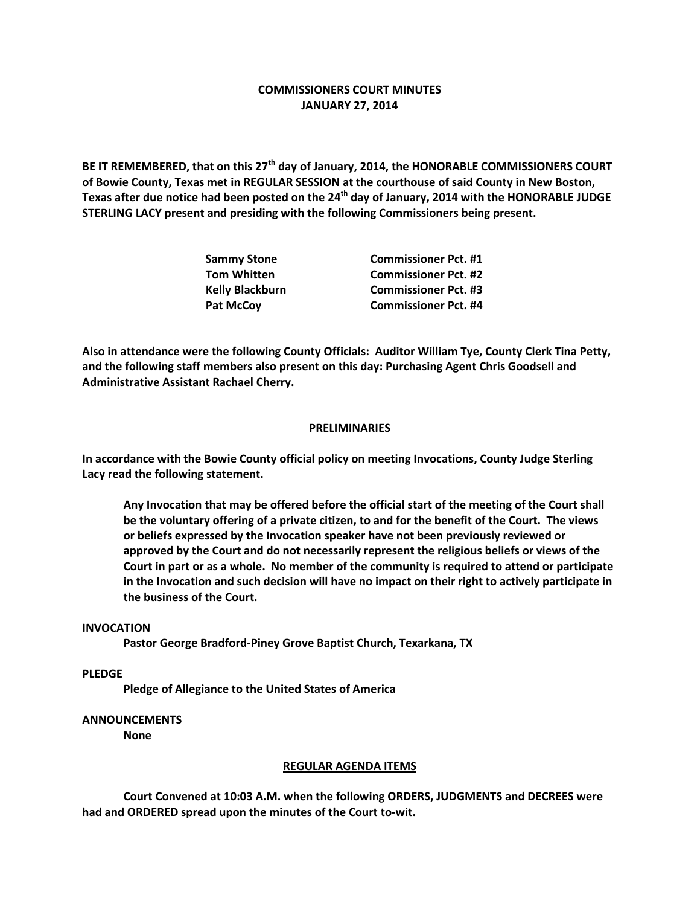# COMMISSIONERS COURT MINUTES
# JANUARY 27, 2014

**BE IT REMEMBERED, that on this 27th day of January, 2014, the HONORABLE COMMISSIONERS COURT of Bowie County, Texas met in REGULAR SESSION at the courthouse of said County in New Boston, Texas after due notice had been posted on the 24th day of January, 2014 with the HONORABLE JUDGE STERLING LACY present and presiding with the following Commissioners being present.**

| | |
|---|---|
| **Sammy Stone** | **Commissioner Pct. #1** |
| **Tom Whitten** | **Commissioner Pct. #2** |
| **Kelly Blackburn** | **Commissioner Pct. #3** |
| **Pat McCoy** | **Commissioner Pct. #4** |

**Also in attendance were the following County Officials: Auditor William Tye, County Clerk Tina Petty, and the following staff members also present on this day: Purchasing Agent Chris Goodsell and Administrative Assistant Rachael Cherry.**

## PRELIMINARIES

**In accordance with the Bowie County official policy on meeting Invocations, County Judge Sterling Lacy read the following statement.**

> **Any Invocation that may be offered before the official start of the meeting of the Court shall be the voluntary offering of a private citizen, to and for the benefit of the Court. The views or beliefs expressed by the Invocation speaker have not been previously reviewed or approved by the Court and do not necessarily represent the religious beliefs or views of the Court in part or as a whole. No member of the community is required to attend or participate in the Invocation and such decision will have no impact on their right to actively participate in the business of the Court.**

**INVOCATION**

**Pastor George Bradford-Piney Grove Baptist Church, Texarkana, TX**

**PLEDGE**

**Pledge of Allegiance to the United States of America**

**ANNOUNCEMENTS**

**None**

## REGULAR AGENDA ITEMS

**Court Convened at 10:03 A.M. when the following ORDERS, JUDGMENTS and DECREES were had and ORDERED spread upon the minutes of the Court to-wit.**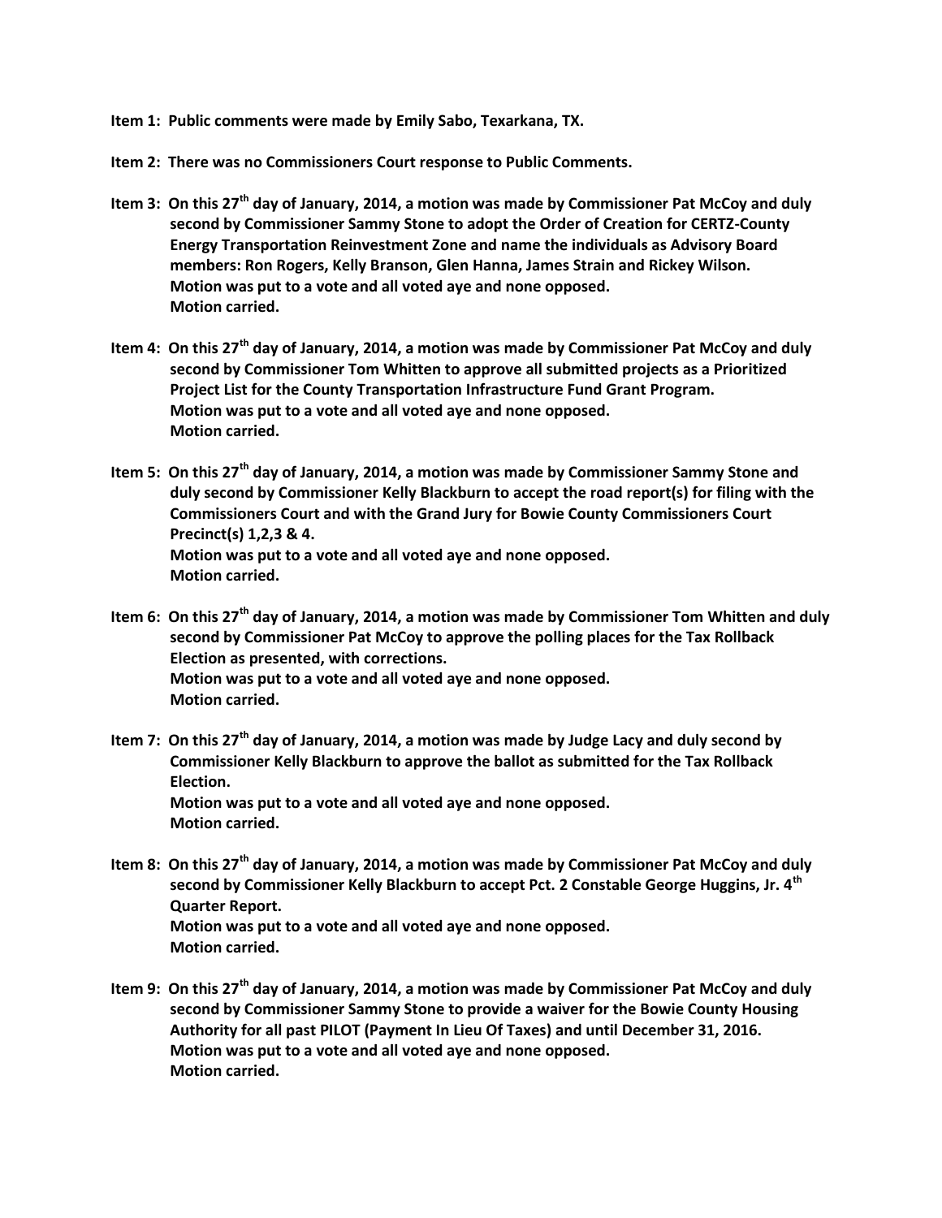**Item 1: Public comments were made by Emily Sabo, Texarkana, TX.**

**Item 2: There was no Commissioners Court response to Public Comments.**

**Item 3: On this 27th day of January, 2014, a motion was made by Commissioner Pat McCoy and duly second by Commissioner Sammy Stone to adopt the Order of Creation for CERTZ-County Energy Transportation Reinvestment Zone and name the individuals as Advisory Board members: Ron Rogers, Kelly Branson, Glen Hanna, James Strain and Rickey Wilson.
Motion was put to a vote and all voted aye and none opposed.
Motion carried.**

**Item 4: On this 27th day of January, 2014, a motion was made by Commissioner Pat McCoy and duly second by Commissioner Tom Whitten to approve all submitted projects as a Prioritized Project List for the County Transportation Infrastructure Fund Grant Program.
Motion was put to a vote and all voted aye and none opposed.
Motion carried.**

**Item 5: On this 27th day of January, 2014, a motion was made by Commissioner Sammy Stone and duly second by Commissioner Kelly Blackburn to accept the road report(s) for filing with the Commissioners Court and with the Grand Jury for Bowie County Commissioners Court Precinct(s) 1,2,3 & 4.
Motion was put to a vote and all voted aye and none opposed.
Motion carried.**

**Item 6: On this 27th day of January, 2014, a motion was made by Commissioner Tom Whitten and duly second by Commissioner Pat McCoy to approve the polling places for the Tax Rollback Election as presented, with corrections.
Motion was put to a vote and all voted aye and none opposed.
Motion carried.**

**Item 7: On this 27th day of January, 2014, a motion was made by Judge Lacy and duly second by Commissioner Kelly Blackburn to approve the ballot as submitted for the Tax Rollback Election.
Motion was put to a vote and all voted aye and none opposed.
Motion carried.**

**Item 8: On this 27th day of January, 2014, a motion was made by Commissioner Pat McCoy and duly second by Commissioner Kelly Blackburn to accept Pct. 2 Constable George Huggins, Jr. 4th Quarter Report.
Motion was put to a vote and all voted aye and none opposed.
Motion carried.**

**Item 9: On this 27th day of January, 2014, a motion was made by Commissioner Pat McCoy and duly second by Commissioner Sammy Stone to provide a waiver for the Bowie County Housing Authority for all past PILOT (Payment In Lieu Of Taxes) and until December 31, 2016.
Motion was put to a vote and all voted aye and none opposed.
Motion carried.**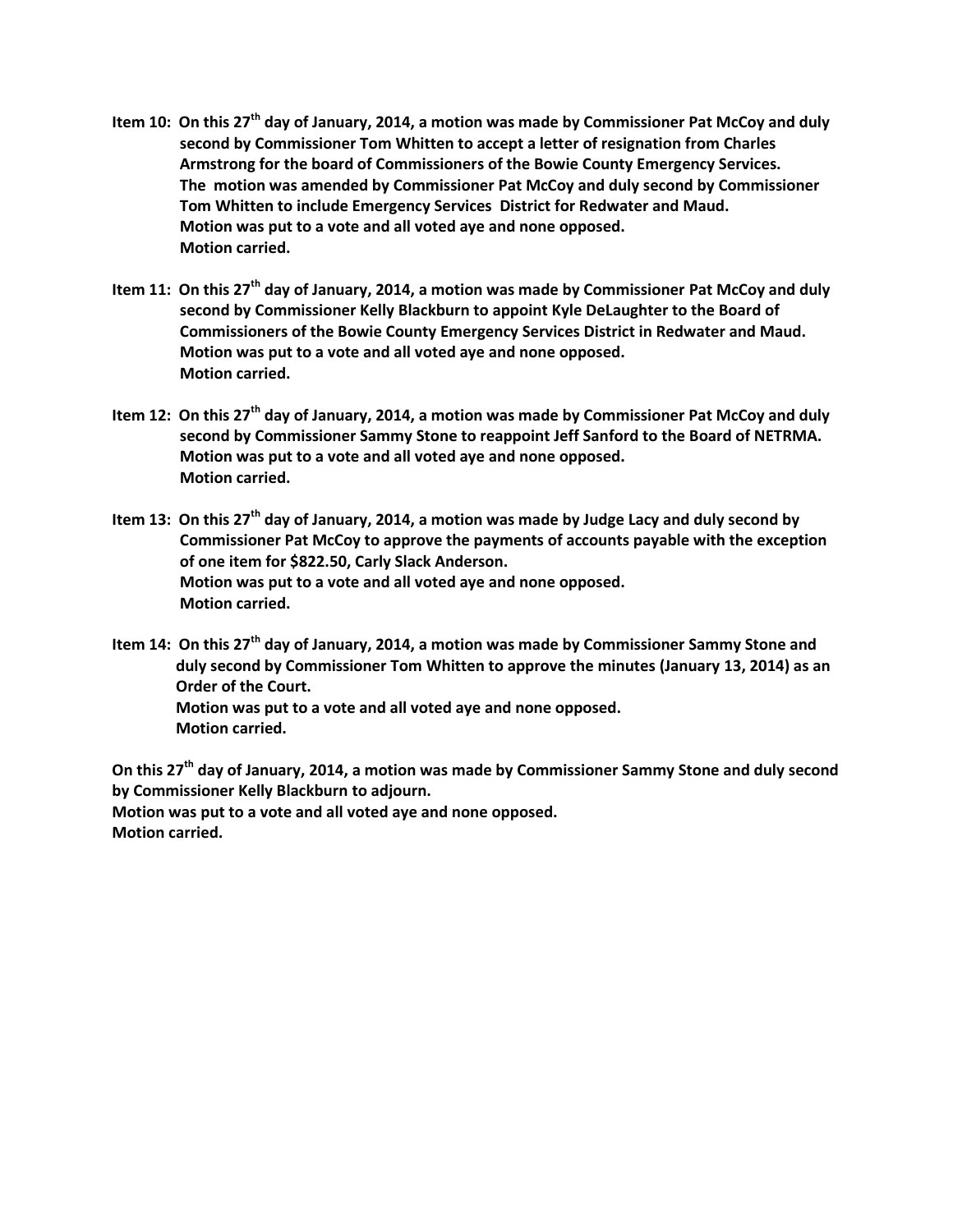**Item 10: On this 27th day of January, 2014, a motion was made by Commissioner Pat McCoy and duly second by Commissioner Tom Whitten to accept a letter of resignation from Charles Armstrong for the board of Commissioners of the Bowie County Emergency Services. The motion was amended by Commissioner Pat McCoy and duly second by Commissioner Tom Whitten to include Emergency Services District for Redwater and Maud. Motion was put to a vote and all voted aye and none opposed. Motion carried.**

**Item 11: On this 27th day of January, 2014, a motion was made by Commissioner Pat McCoy and duly second by Commissioner Kelly Blackburn to appoint Kyle DeLaughter to the Board of Commissioners of the Bowie County Emergency Services District in Redwater and Maud. Motion was put to a vote and all voted aye and none opposed. Motion carried.**

**Item 12: On this 27th day of January, 2014, a motion was made by Commissioner Pat McCoy and duly second by Commissioner Sammy Stone to reappoint Jeff Sanford to the Board of NETRMA. Motion was put to a vote and all voted aye and none opposed. Motion carried.**

**Item 13: On this 27th day of January, 2014, a motion was made by Judge Lacy and duly second by Commissioner Pat McCoy to approve the payments of accounts payable with the exception of one item for $822.50, Carly Slack Anderson. Motion was put to a vote and all voted aye and none opposed. Motion carried.**

**Item 14: On this 27th day of January, 2014, a motion was made by Commissioner Sammy Stone and duly second by Commissioner Tom Whitten to approve the minutes (January 13, 2014) as an Order of the Court. Motion was put to a vote and all voted aye and none opposed. Motion carried.**

**On this 27th day of January, 2014, a motion was made by Commissioner Sammy Stone and duly second by Commissioner Kelly Blackburn to adjourn. Motion was put to a vote and all voted aye and none opposed. Motion carried.**